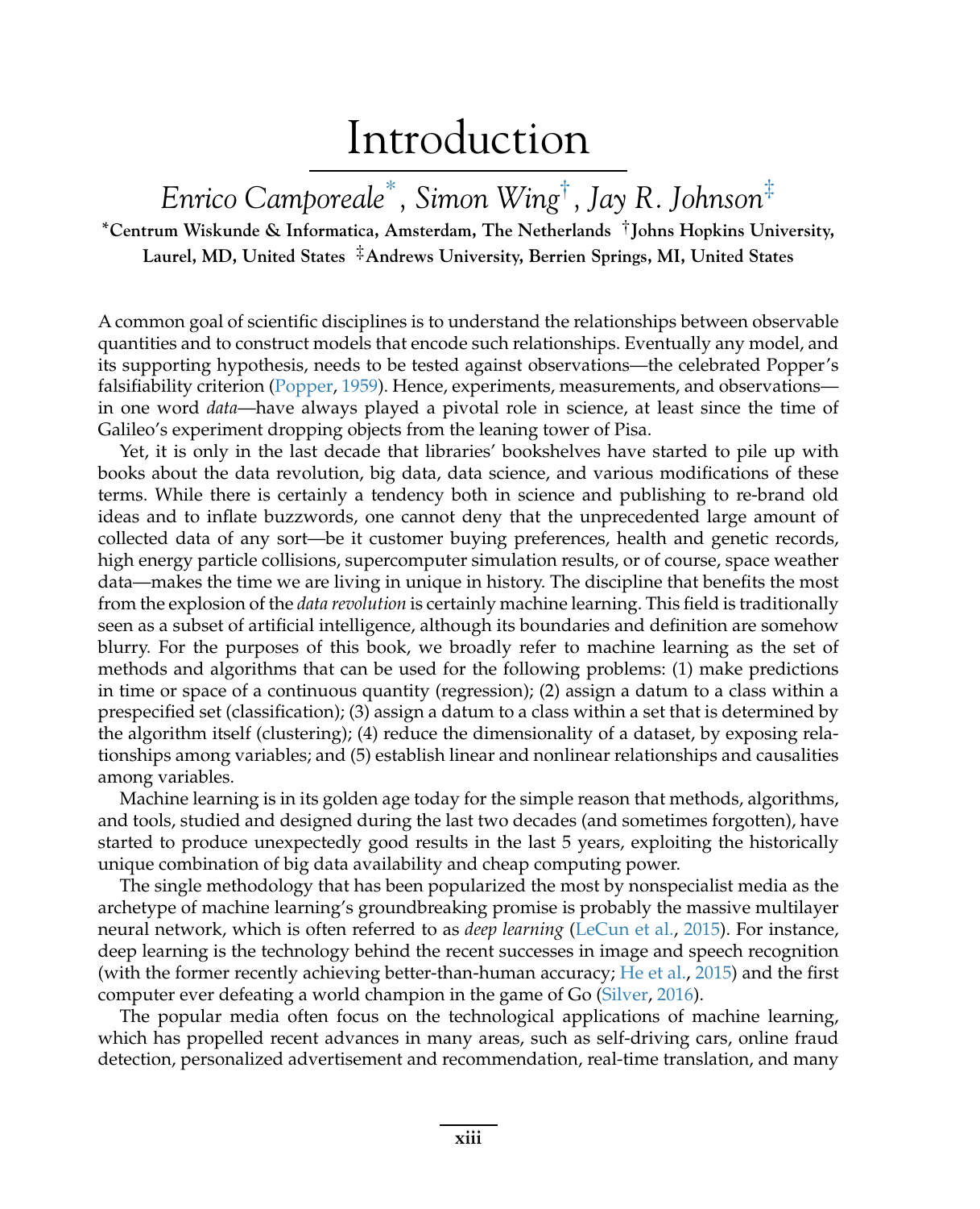# Introduction

*Enrico Camporeale*[*], *Simon Wing*[†], *Jay R. Johnson*[‡]

**[*]Centrum Wiskunde & Informatica, Amsterdam, The Netherlands [†]Johns Hopkins University, Laurel, MD, United States [‡]Andrews University, Berrien Springs, MI, United States**

A common goal of scientific disciplines is to understand the relationships between observable quantities and to construct models that encode such relationships. Eventually any model, and its supporting hypothesis, needs to be tested against observations—the celebrated Popper's falsifiability criterion (Popper, 1959). Hence, experiments, measurements, and observations—in one word *data*—have always played a pivotal role in science, at least since the time of Galileo's experiment dropping objects from the leaning tower of Pisa.

Yet, it is only in the last decade that libraries' bookshelves have started to pile up with books about the data revolution, big data, data science, and various modifications of these terms. While there is certainly a tendency both in science and publishing to re-brand old ideas and to inflate buzzwords, one cannot deny that the unprecedented large amount of collected data of any sort—be it customer buying preferences, health and genetic records, high energy particle collisions, supercomputer simulation results, or of course, space weather data—makes the time we are living in unique in history. The discipline that benefits the most from the explosion of the *data revolution* is certainly machine learning. This field is traditionally seen as a subset of artificial intelligence, although its boundaries and definition are somehow blurry. For the purposes of this book, we broadly refer to machine learning as the set of methods and algorithms that can be used for the following problems: (1) make predictions in time or space of a continuous quantity (regression); (2) assign a datum to a class within a prespecified set (classification); (3) assign a datum to a class within a set that is determined by the algorithm itself (clustering); (4) reduce the dimensionality of a dataset, by exposing relationships among variables; and (5) establish linear and nonlinear relationships and causalities among variables.

Machine learning is in its golden age today for the simple reason that methods, algorithms, and tools, studied and designed during the last two decades (and sometimes forgotten), have started to produce unexpectedly good results in the last 5 years, exploiting the historically unique combination of big data availability and cheap computing power.

The single methodology that has been popularized the most by nonspecialist media as the archetype of machine learning's groundbreaking promise is probably the massive multilayer neural network, which is often referred to as *deep learning* (LeCun et al., 2015). For instance, deep learning is the technology behind the recent successes in image and speech recognition (with the former recently achieving better-than-human accuracy; He et al., 2015) and the first computer ever defeating a world champion in the game of Go (Silver, 2016).

The popular media often focus on the technological applications of machine learning, which has propelled recent advances in many areas, such as self-driving cars, online fraud detection, personalized advertisement and recommendation, real-time translation, and many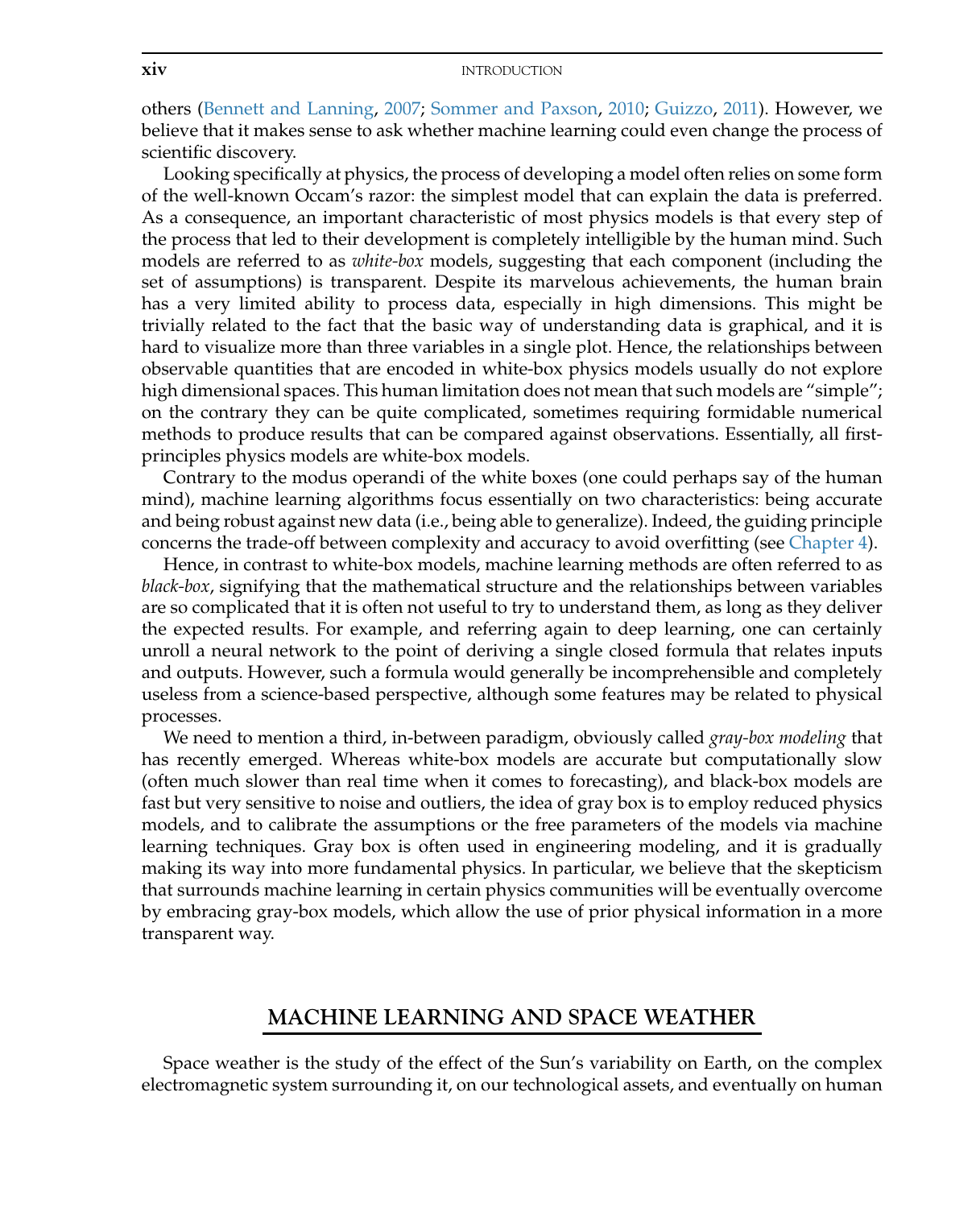others (Bennett and Lanning, 2007; Sommer and Paxson, 2010; Guizzo, 2011). However, we believe that it makes sense to ask whether machine learning could even change the process of scientific discovery.

Looking specifically at physics, the process of developing a model often relies on some form of the well-known Occam's razor: the simplest model that can explain the data is preferred. As a consequence, an important characteristic of most physics models is that every step of the process that led to their development is completely intelligible by the human mind. Such models are referred to as *white-box* models, suggesting that each component (including the set of assumptions) is transparent. Despite its marvelous achievements, the human brain has a very limited ability to process data, especially in high dimensions. This might be trivially related to the fact that the basic way of understanding data is graphical, and it is hard to visualize more than three variables in a single plot. Hence, the relationships between observable quantities that are encoded in white-box physics models usually do not explore high dimensional spaces. This human limitation does not mean that such models are "simple"; on the contrary they can be quite complicated, sometimes requiring formidable numerical methods to produce results that can be compared against observations. Essentially, all first-principles physics models are white-box models.

Contrary to the modus operandi of the white boxes (one could perhaps say of the human mind), machine learning algorithms focus essentially on two characteristics: being accurate and being robust against new data (i.e., being able to generalize). Indeed, the guiding principle concerns the trade-off between complexity and accuracy to avoid overfitting (see Chapter 4).

Hence, in contrast to white-box models, machine learning methods are often referred to as *black-box*, signifying that the mathematical structure and the relationships between variables are so complicated that it is often not useful to try to understand them, as long as they deliver the expected results. For example, and referring again to deep learning, one can certainly unroll a neural network to the point of deriving a single closed formula that relates inputs and outputs. However, such a formula would generally be incomprehensible and completely useless from a science-based perspective, although some features may be related to physical processes.

We need to mention a third, in-between paradigm, obviously called *gray-box modeling* that has recently emerged. Whereas white-box models are accurate but computationally slow (often much slower than real time when it comes to forecasting), and black-box models are fast but very sensitive to noise and outliers, the idea of gray box is to employ reduced physics models, and to calibrate the assumptions or the free parameters of the models via machine learning techniques. Gray box is often used in engineering modeling, and it is gradually making its way into more fundamental physics. In particular, we believe that the skepticism that surrounds machine learning in certain physics communities will be eventually overcome by embracing gray-box models, which allow the use of prior physical information in a more transparent way.

## MACHINE LEARNING AND SPACE WEATHER

Space weather is the study of the effect of the Sun's variability on Earth, on the complex electromagnetic system surrounding it, on our technological assets, and eventually on human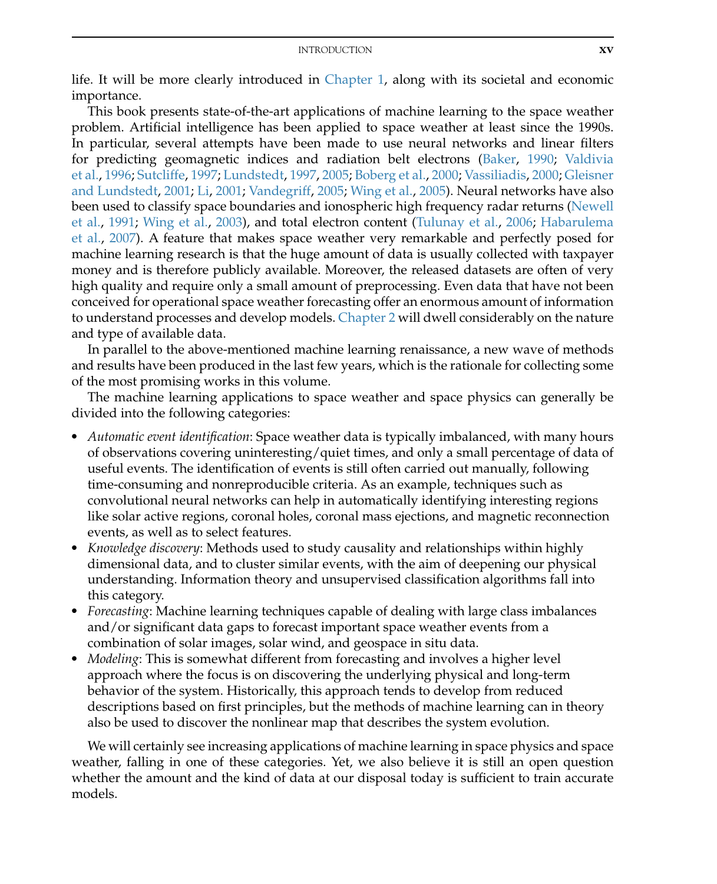life. It will be more clearly introduced in Chapter 1, along with its societal and economic importance.

This book presents state-of-the-art applications of machine learning to the space weather problem. Artificial intelligence has been applied to space weather at least since the 1990s. In particular, several attempts have been made to use neural networks and linear filters for predicting geomagnetic indices and radiation belt electrons (Baker, 1990; Valdivia et al., 1996; Sutcliffe, 1997; Lundstedt, 1997, 2005; Boberg et al., 2000; Vassiliadis, 2000; Gleisner and Lundstedt, 2001; Li, 2001; Vandegriff, 2005; Wing et al., 2005). Neural networks have also been used to classify space boundaries and ionospheric high frequency radar returns (Newell et al., 1991; Wing et al., 2003), and total electron content (Tulunay et al., 2006; Habarulema et al., 2007). A feature that makes space weather very remarkable and perfectly posed for machine learning research is that the huge amount of data is usually collected with taxpayer money and is therefore publicly available. Moreover, the released datasets are often of very high quality and require only a small amount of preprocessing. Even data that have not been conceived for operational space weather forecasting offer an enormous amount of information to understand processes and develop models. Chapter 2 will dwell considerably on the nature and type of available data.

In parallel to the above-mentioned machine learning renaissance, a new wave of methods and results have been produced in the last few years, which is the rationale for collecting some of the most promising works in this volume.

The machine learning applications to space weather and space physics can generally be divided into the following categories:

- *Automatic event identification*: Space weather data is typically imbalanced, with many hours of observations covering uninteresting/quiet times, and only a small percentage of data of useful events. The identification of events is still often carried out manually, following time-consuming and nonreproducible criteria. As an example, techniques such as convolutional neural networks can help in automatically identifying interesting regions like solar active regions, coronal holes, coronal mass ejections, and magnetic reconnection events, as well as to select features.
- *Knowledge discovery*: Methods used to study causality and relationships within highly dimensional data, and to cluster similar events, with the aim of deepening our physical understanding. Information theory and unsupervised classification algorithms fall into this category.
- *Forecasting*: Machine learning techniques capable of dealing with large class imbalances and/or significant data gaps to forecast important space weather events from a combination of solar images, solar wind, and geospace in situ data.
- *Modeling*: This is somewhat different from forecasting and involves a higher level approach where the focus is on discovering the underlying physical and long-term behavior of the system. Historically, this approach tends to develop from reduced descriptions based on first principles, but the methods of machine learning can in theory also be used to discover the nonlinear map that describes the system evolution.

We will certainly see increasing applications of machine learning in space physics and space weather, falling in one of these categories. Yet, we also believe it is still an open question whether the amount and the kind of data at our disposal today is sufficient to train accurate models.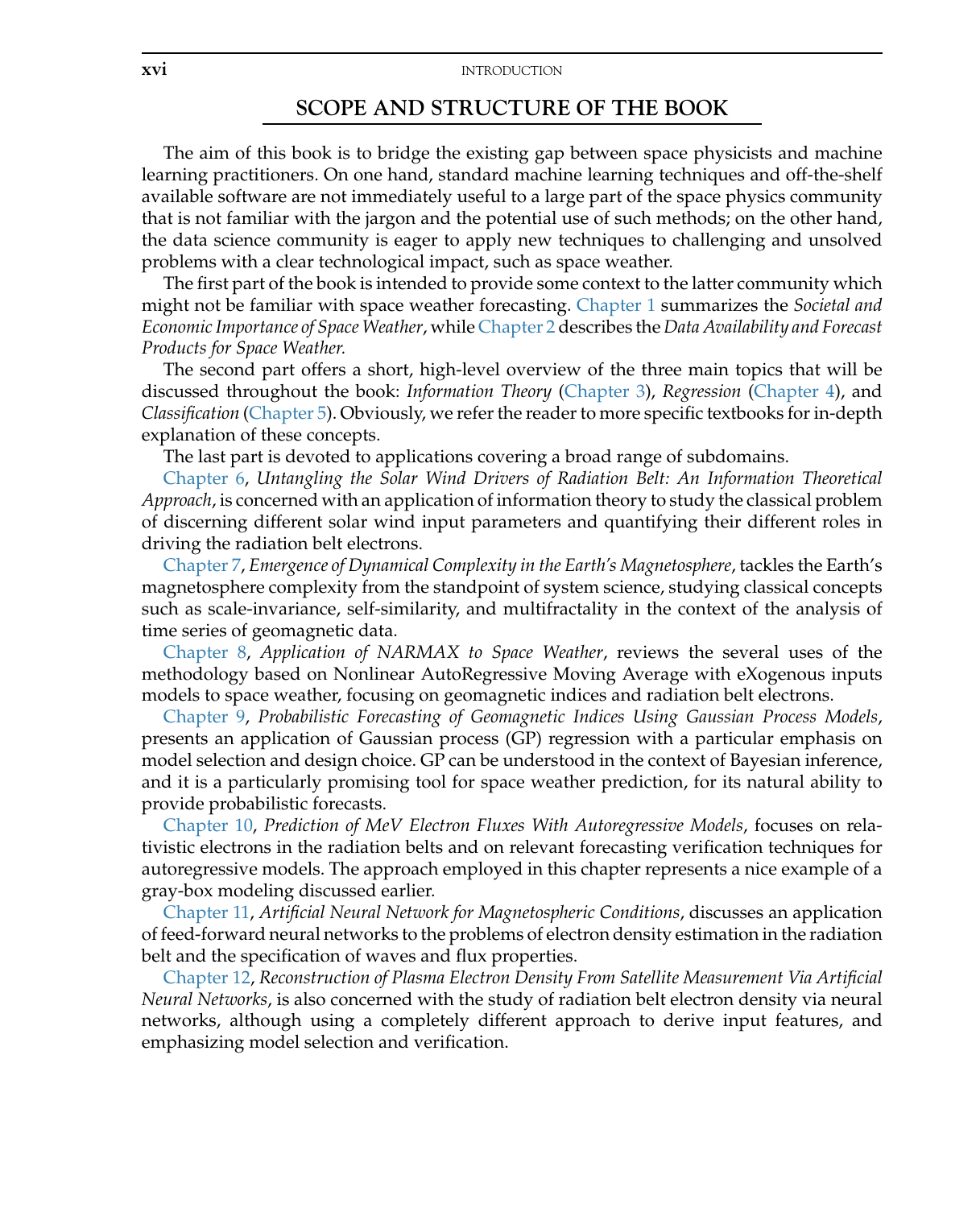## SCOPE AND STRUCTURE OF THE BOOK

The aim of this book is to bridge the existing gap between space physicists and machine learning practitioners. On one hand, standard machine learning techniques and off-the-shelf available software are not immediately useful to a large part of the space physics community that is not familiar with the jargon and the potential use of such methods; on the other hand, the data science community is eager to apply new techniques to challenging and unsolved problems with a clear technological impact, such as space weather.

The first part of the book is intended to provide some context to the latter community which might not be familiar with space weather forecasting. Chapter 1 summarizes the *Societal and Economic Importance of Space Weather*, while Chapter 2 describes the *Data Availability and Forecast Products for Space Weather.*

The second part offers a short, high-level overview of the three main topics that will be discussed throughout the book: *Information Theory* (Chapter 3), *Regression* (Chapter 4), and *Classification* (Chapter 5). Obviously, we refer the reader to more specific textbooks for in-depth explanation of these concepts.

The last part is devoted to applications covering a broad range of subdomains.

Chapter 6, *Untangling the Solar Wind Drivers of Radiation Belt: An Information Theoretical Approach*, is concerned with an application of information theory to study the classical problem of discerning different solar wind input parameters and quantifying their different roles in driving the radiation belt electrons.

Chapter 7, *Emergence of Dynamical Complexity in the Earth's Magnetosphere*, tackles the Earth's magnetosphere complexity from the standpoint of system science, studying classical concepts such as scale-invariance, self-similarity, and multifractality in the context of the analysis of time series of geomagnetic data.

Chapter 8, *Application of NARMAX to Space Weather*, reviews the several uses of the methodology based on Nonlinear AutoRegressive Moving Average with eXogenous inputs models to space weather, focusing on geomagnetic indices and radiation belt electrons.

Chapter 9, *Probabilistic Forecasting of Geomagnetic Indices Using Gaussian Process Models*, presents an application of Gaussian process (GP) regression with a particular emphasis on model selection and design choice. GP can be understood in the context of Bayesian inference, and it is a particularly promising tool for space weather prediction, for its natural ability to provide probabilistic forecasts.

Chapter 10, *Prediction of MeV Electron Fluxes With Autoregressive Models*, focuses on relativistic electrons in the radiation belts and on relevant forecasting verification techniques for autoregressive models. The approach employed in this chapter represents a nice example of a gray-box modeling discussed earlier.

Chapter 11, *Artificial Neural Network for Magnetospheric Conditions*, discusses an application of feed-forward neural networks to the problems of electron density estimation in the radiation belt and the specification of waves and flux properties.

Chapter 12, *Reconstruction of Plasma Electron Density From Satellite Measurement Via Artificial Neural Networks*, is also concerned with the study of radiation belt electron density via neural networks, although using a completely different approach to derive input features, and emphasizing model selection and verification.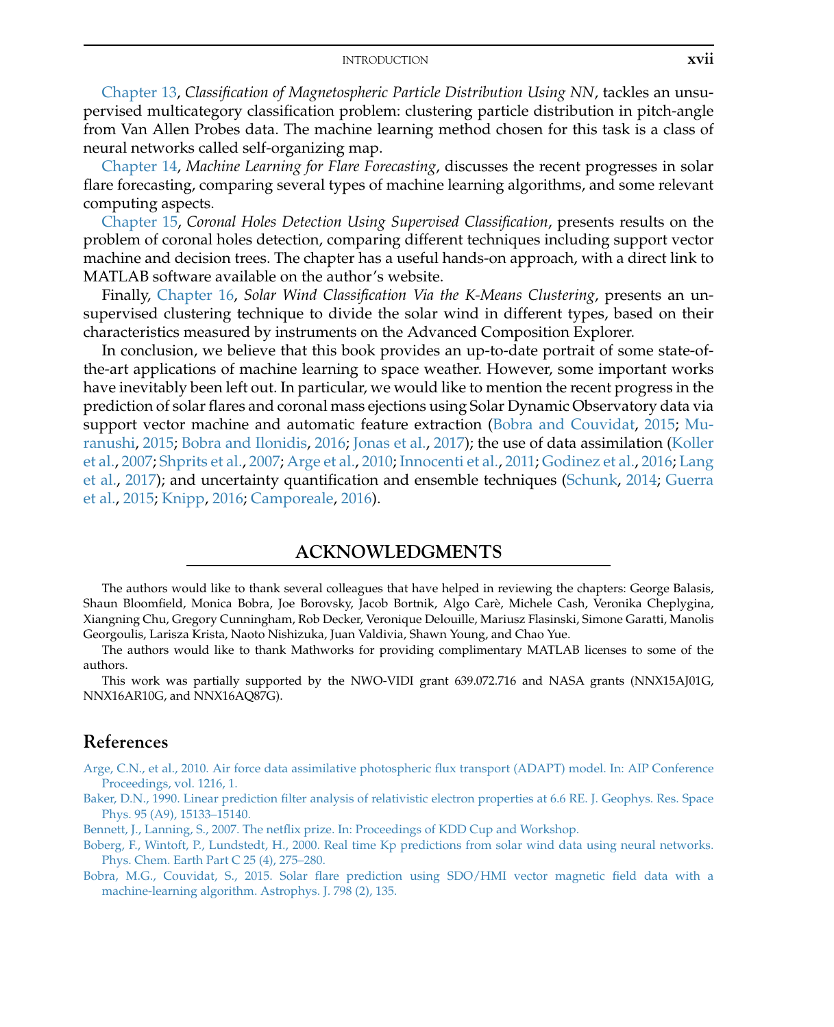Chapter 13, *Classification of Magnetospheric Particle Distribution Using NN*, tackles an unsupervised multicategory classification problem: clustering particle distribution in pitch-angle from Van Allen Probes data. The machine learning method chosen for this task is a class of neural networks called self-organizing map.

Chapter 14, *Machine Learning for Flare Forecasting*, discusses the recent progresses in solar flare forecasting, comparing several types of machine learning algorithms, and some relevant computing aspects.

Chapter 15, *Coronal Holes Detection Using Supervised Classification*, presents results on the problem of coronal holes detection, comparing different techniques including support vector machine and decision trees. The chapter has a useful hands-on approach, with a direct link to MATLAB software available on the author's website.

Finally, Chapter 16, *Solar Wind Classification Via the K-Means Clustering*, presents an unsupervised clustering technique to divide the solar wind in different types, based on their characteristics measured by instruments on the Advanced Composition Explorer.

In conclusion, we believe that this book provides an up-to-date portrait of some state-of-the-art applications of machine learning to space weather. However, some important works have inevitably been left out. In particular, we would like to mention the recent progress in the prediction of solar flares and coronal mass ejections using Solar Dynamic Observatory data via support vector machine and automatic feature extraction (Bobra and Couvidat, 2015; Muranushi, 2015; Bobra and Ilonidis, 2016; Jonas et al., 2017); the use of data assimilation (Koller et al., 2007; Shprits et al., 2007; Arge et al., 2010; Innocenti et al., 2011; Godinez et al., 2016; Lang et al., 2017); and uncertainty quantification and ensemble techniques (Schunk, 2014; Guerra et al., 2015; Knipp, 2016; Camporeale, 2016).

## ACKNOWLEDGMENTS

The authors would like to thank several colleagues that have helped in reviewing the chapters: George Balasis, Shaun Bloomfield, Monica Bobra, Joe Borovsky, Jacob Bortnik, Algo Carè, Michele Cash, Veronika Cheplygina, Xiangning Chu, Gregory Cunningham, Rob Decker, Veronique Delouille, Mariusz Flasinski, Simone Garatti, Manolis Georgoulis, Larisza Krista, Naoto Nishizuka, Juan Valdivia, Shawn Young, and Chao Yue.

The authors would like to thank Mathworks for providing complimentary MATLAB licenses to some of the authors.

This work was partially supported by the NWO-VIDI grant 639.072.716 and NASA grants (NNX15AJ01G, NNX16AR10G, and NNX16AQ87G).

## References

Arge, C.N., et al., 2010. Air force data assimilative photospheric flux transport (ADAPT) model. In: AIP Conference Proceedings, vol. 1216, 1.

Baker, D.N., 1990. Linear prediction filter analysis of relativistic electron properties at 6.6 RE. J. Geophys. Res. Space Phys. 95 (A9), 15133–15140.

Bennett, J., Lanning, S., 2007. The netflix prize. In: Proceedings of KDD Cup and Workshop.

Boberg, F., Wintoft, P., Lundstedt, H., 2000. Real time Kp predictions from solar wind data using neural networks. Phys. Chem. Earth Part C 25 (4), 275–280.

Bobra, M.G., Couvidat, S., 2015. Solar flare prediction using SDO/HMI vector magnetic field data with a machine-learning algorithm. Astrophys. J. 798 (2), 135.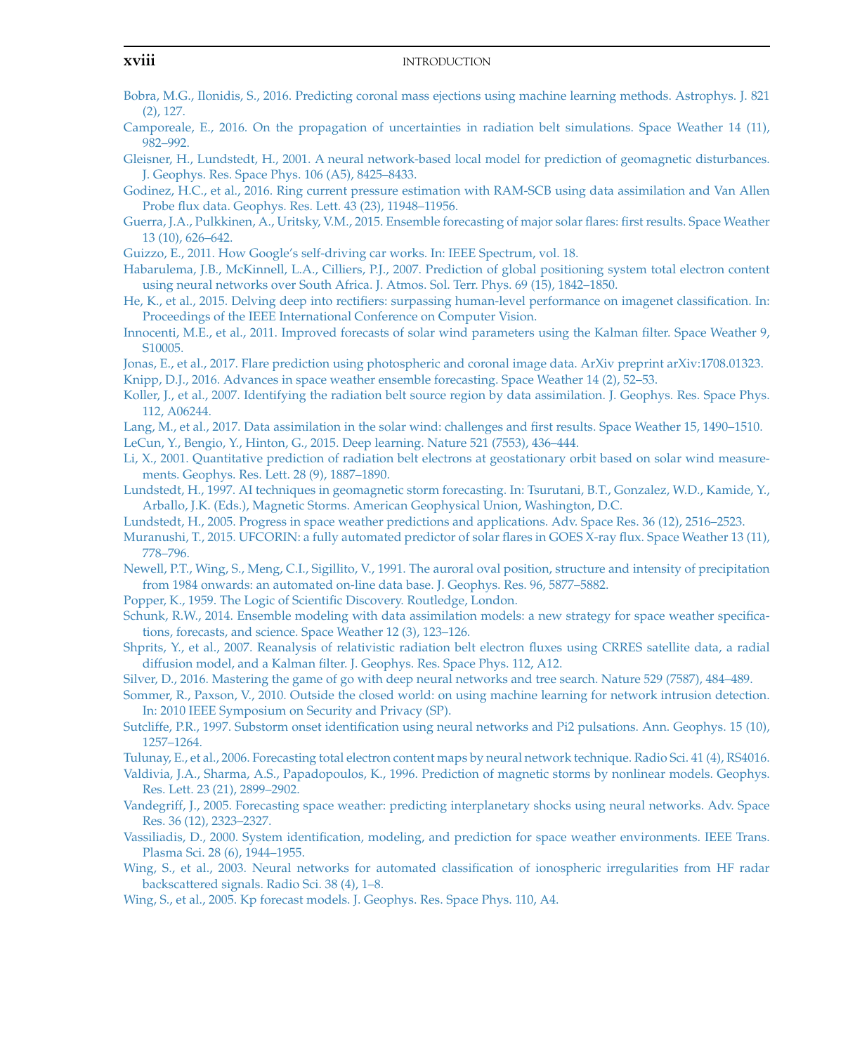Bobra, M.G., Ilonidis, S., 2016. Predicting coronal mass ejections using machine learning methods. Astrophys. J. 821 (2), 127.

Camporeale, E., 2016. On the propagation of uncertainties in radiation belt simulations. Space Weather 14 (11), 982–992.

Gleisner, H., Lundstedt, H., 2001. A neural network-based local model for prediction of geomagnetic disturbances. J. Geophys. Res. Space Phys. 106 (A5), 8425–8433.

Godinez, H.C., et al., 2016. Ring current pressure estimation with RAM-SCB using data assimilation and Van Allen Probe flux data. Geophys. Res. Lett. 43 (23), 11948–11956.

Guerra, J.A., Pulkkinen, A., Uritsky, V.M., 2015. Ensemble forecasting of major solar flares: first results. Space Weather 13 (10), 626–642.

Guizzo, E., 2011. How Google's self-driving car works. In: IEEE Spectrum, vol. 18.

Habarulema, J.B., McKinnell, L.A., Cilliers, P.J., 2007. Prediction of global positioning system total electron content using neural networks over South Africa. J. Atmos. Sol. Terr. Phys. 69 (15), 1842–1850.

He, K., et al., 2015. Delving deep into rectifiers: surpassing human-level performance on imagenet classification. In: Proceedings of the IEEE International Conference on Computer Vision.

Innocenti, M.E., et al., 2011. Improved forecasts of solar wind parameters using the Kalman filter. Space Weather 9, S10005.

Jonas, E., et al., 2017. Flare prediction using photospheric and coronal image data. ArXiv preprint arXiv:1708.01323.

Knipp, D.J., 2016. Advances in space weather ensemble forecasting. Space Weather 14 (2), 52–53.

Koller, J., et al., 2007. Identifying the radiation belt source region by data assimilation. J. Geophys. Res. Space Phys. 112, A06244.

Lang, M., et al., 2017. Data assimilation in the solar wind: challenges and first results. Space Weather 15, 1490–1510.

LeCun, Y., Bengio, Y., Hinton, G., 2015. Deep learning. Nature 521 (7553), 436–444.

Li, X., 2001. Quantitative prediction of radiation belt electrons at geostationary orbit based on solar wind measurements. Geophys. Res. Lett. 28 (9), 1887–1890.

Lundstedt, H., 1997. AI techniques in geomagnetic storm forecasting. In: Tsurutani, B.T., Gonzalez, W.D., Kamide, Y., Arballo, J.K. (Eds.), Magnetic Storms. American Geophysical Union, Washington, D.C.

Lundstedt, H., 2005. Progress in space weather predictions and applications. Adv. Space Res. 36 (12), 2516–2523.

Muranushi, T., 2015. UFCORIN: a fully automated predictor of solar flares in GOES X-ray flux. Space Weather 13 (11), 778–796.

Newell, P.T., Wing, S., Meng, C.I., Sigillito, V., 1991. The auroral oval position, structure and intensity of precipitation from 1984 onwards: an automated on-line data base. J. Geophys. Res. 96, 5877–5882.

Popper, K., 1959. The Logic of Scientific Discovery. Routledge, London.

Schunk, R.W., 2014. Ensemble modeling with data assimilation models: a new strategy for space weather specifications, forecasts, and science. Space Weather 12 (3), 123–126.

Shprits, Y., et al., 2007. Reanalysis of relativistic radiation belt electron fluxes using CRRES satellite data, a radial diffusion model, and a Kalman filter. J. Geophys. Res. Space Phys. 112, A12.

Silver, D., 2016. Mastering the game of go with deep neural networks and tree search. Nature 529 (7587), 484–489.

Sommer, R., Paxson, V., 2010. Outside the closed world: on using machine learning for network intrusion detection. In: 2010 IEEE Symposium on Security and Privacy (SP).

Sutcliffe, P.R., 1997. Substorm onset identification using neural networks and Pi2 pulsations. Ann. Geophys. 15 (10), 1257–1264.

Tulunay, E., et al., 2006. Forecasting total electron content maps by neural network technique. Radio Sci. 41 (4), RS4016.

Valdivia, J.A., Sharma, A.S., Papadopoulos, K., 1996. Prediction of magnetic storms by nonlinear models. Geophys. Res. Lett. 23 (21), 2899–2902.

Vandegriff, J., 2005. Forecasting space weather: predicting interplanetary shocks using neural networks. Adv. Space Res. 36 (12), 2323–2327.

Vassiliadis, D., 2000. System identification, modeling, and prediction for space weather environments. IEEE Trans. Plasma Sci. 28 (6), 1944–1955.

Wing, S., et al., 2003. Neural networks for automated classification of ionospheric irregularities from HF radar backscattered signals. Radio Sci. 38 (4), 1–8.

Wing, S., et al., 2005. Kp forecast models. J. Geophys. Res. Space Phys. 110, A4.